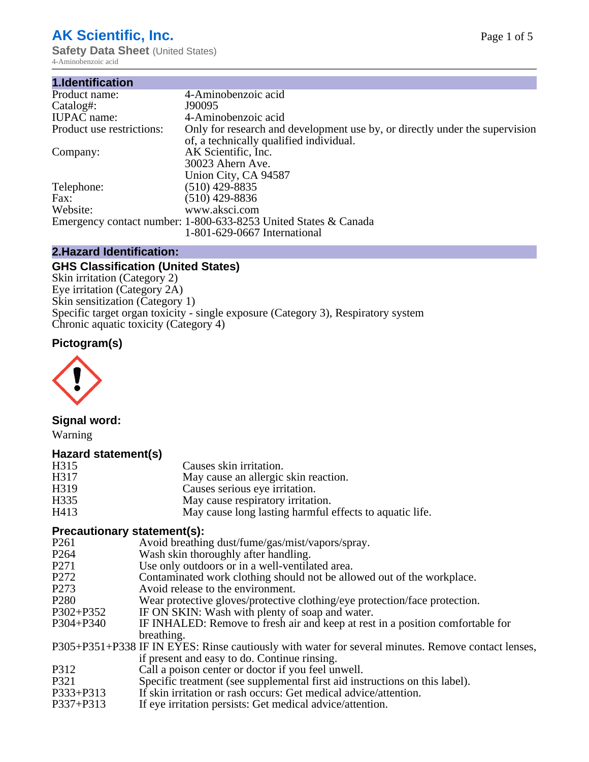# AK Scientific, Inc.

**Safety Data Sheet** (United States)
4-Aminobenzoic acid

## 1.Identification

| | |
|---|---|
| Product name: | 4-Aminobenzoic acid |
| Catalog#: | J90095 |
| IUPAC name: | 4-Aminobenzoic acid |
| Product use restrictions: | Only for research and development use by, or directly under the supervision of, a technically qualified individual. |
| Company: | AK Scientific, Inc.<br>30023 Ahern Ave.<br>Union City, CA 94587 |
| Telephone: | (510) 429-8835 |
| Fax: | (510) 429-8836 |
| Website: | www.aksci.com |
| Emergency contact number: | 1-800-633-8253 United States & Canada<br>1-801-629-0667 International |

## 2.Hazard Identification:

### GHS Classification (United States)

Skin irritation (Category 2)
Eye irritation (Category 2A)
Skin sensitization (Category 1)
Specific target organ toxicity - single exposure (Category 3), Respiratory system
Chronic aquatic toxicity (Category 4)

### Pictogram(s)

### Signal word:

Warning

### Hazard statement(s)

| | |
|---|---|
| H315 | Causes skin irritation. |
| H317 | May cause an allergic skin reaction. |
| H319 | Causes serious eye irritation. |
| H335 | May cause respiratory irritation. |
| H413 | May cause long lasting harmful effects to aquatic life. |

### Precautionary statement(s):

| | |
|---|---|
| P261 | Avoid breathing dust/fume/gas/mist/vapors/spray. |
| P264 | Wash skin thoroughly after handling. |
| P271 | Use only outdoors or in a well-ventilated area. |
| P272 | Contaminated work clothing should not be allowed out of the workplace. |
| P273 | Avoid release to the environment. |
| P280 | Wear protective gloves/protective clothing/eye protection/face protection. |
| P302+P352 | IF ON SKIN: Wash with plenty of soap and water. |
| P304+P340 | IF INHALED: Remove to fresh air and keep at rest in a position comfortable for breathing. |
| P305+P351+P338 | IF IN EYES: Rinse cautiously with water for several minutes. Remove contact lenses, if present and easy to do. Continue rinsing. |
| P312 | Call a poison center or doctor if you feel unwell. |
| P321 | Specific treatment (see supplemental first aid instructions on this label). |
| P333+P313 | If skin irritation or rash occurs: Get medical advice/attention. |
| P337+P313 | If eye irritation persists: Get medical advice/attention. |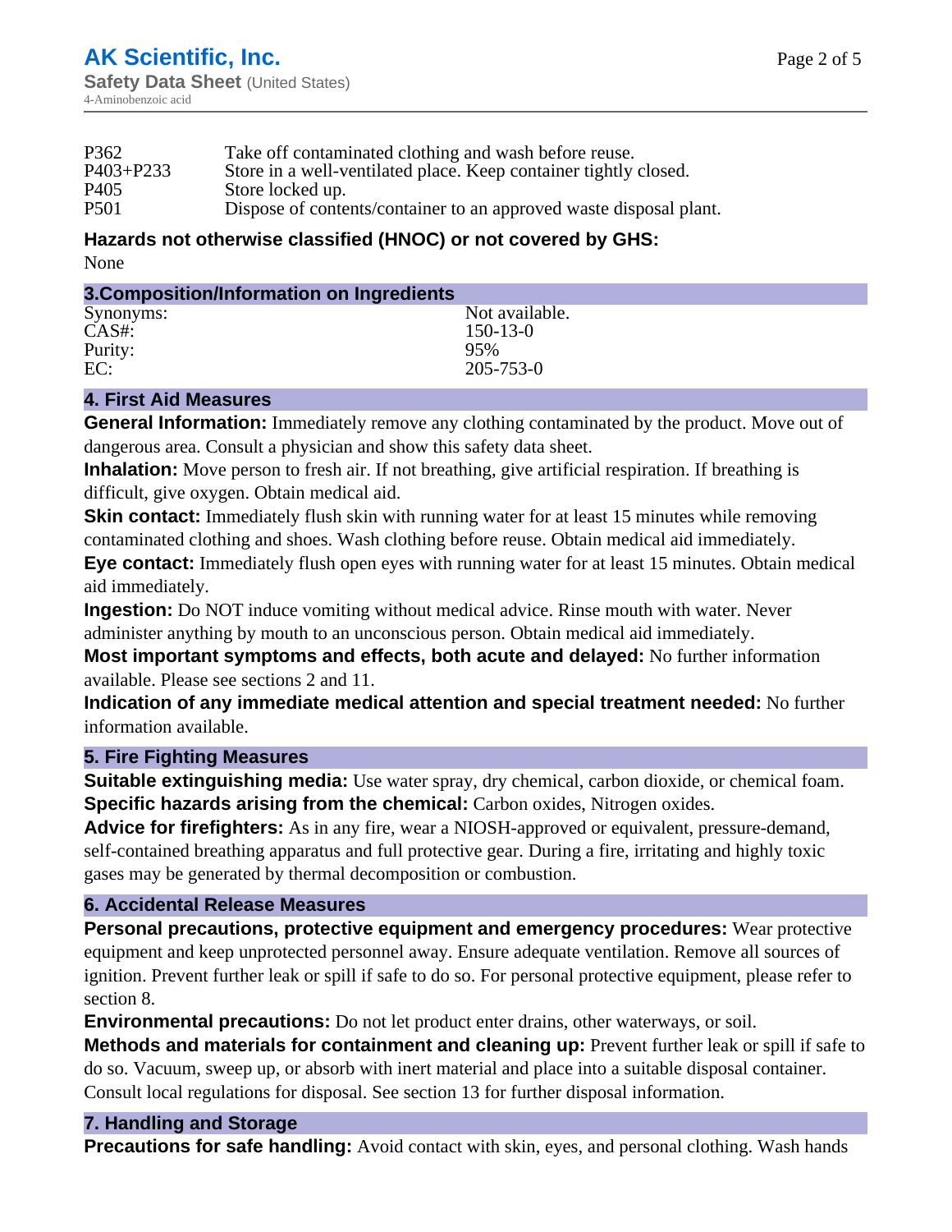| | |
|---|---|
| P362 | Take off contaminated clothing and wash before reuse. |
| P403+P233 | Store in a well-ventilated place. Keep container tightly closed. |
| P405 | Store locked up. |
| P501 | Dispose of contents/container to an approved waste disposal plant. |

**Hazards not otherwise classified (HNOC) or not covered by GHS:**

None

## 3.Composition/Information on Ingredients

| | |
|---|---|
| Synonyms: | Not available. |
| CAS#: | 150-13-0 |
| Purity: | 95% |
| EC: | 205-753-0 |

## 4. First Aid Measures

**General Information:** Immediately remove any clothing contaminated by the product. Move out of dangerous area. Consult a physician and show this safety data sheet.

**Inhalation:** Move person to fresh air. If not breathing, give artificial respiration. If breathing is difficult, give oxygen. Obtain medical aid.

**Skin contact:** Immediately flush skin with running water for at least 15 minutes while removing contaminated clothing and shoes. Wash clothing before reuse. Obtain medical aid immediately.

**Eye contact:** Immediately flush open eyes with running water for at least 15 minutes. Obtain medical aid immediately.

**Ingestion:** Do NOT induce vomiting without medical advice. Rinse mouth with water. Never administer anything by mouth to an unconscious person. Obtain medical aid immediately.

**Most important symptoms and effects, both acute and delayed:** No further information available. Please see sections 2 and 11.

**Indication of any immediate medical attention and special treatment needed:** No further information available.

## 5. Fire Fighting Measures

**Suitable extinguishing media:** Use water spray, dry chemical, carbon dioxide, or chemical foam.

**Specific hazards arising from the chemical:** Carbon oxides, Nitrogen oxides.

**Advice for firefighters:** As in any fire, wear a NIOSH-approved or equivalent, pressure-demand, self-contained breathing apparatus and full protective gear. During a fire, irritating and highly toxic gases may be generated by thermal decomposition or combustion.

## 6. Accidental Release Measures

**Personal precautions, protective equipment and emergency procedures:** Wear protective equipment and keep unprotected personnel away. Ensure adequate ventilation. Remove all sources of ignition. Prevent further leak or spill if safe to do so. For personal protective equipment, please refer to section 8.

**Environmental precautions:** Do not let product enter drains, other waterways, or soil.

**Methods and materials for containment and cleaning up:** Prevent further leak or spill if safe to do so. Vacuum, sweep up, or absorb with inert material and place into a suitable disposal container. Consult local regulations for disposal. See section 13 for further disposal information.

## 7. Handling and Storage

**Precautions for safe handling:** Avoid contact with skin, eyes, and personal clothing. Wash hands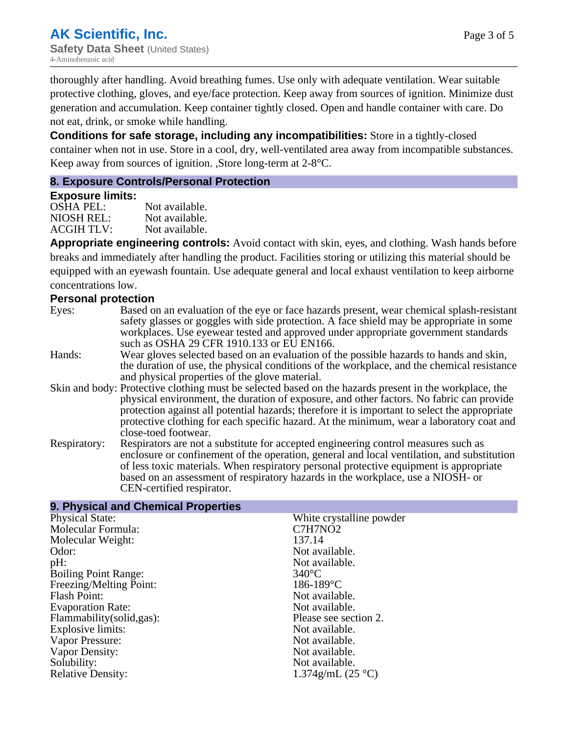thoroughly after handling. Avoid breathing fumes. Use only with adequate ventilation. Wear suitable protective clothing, gloves, and eye/face protection. Keep away from sources of ignition. Minimize dust generation and accumulation. Keep container tightly closed. Open and handle container with care. Do not eat, drink, or smoke while handling.

**Conditions for safe storage, including any incompatibilities:** Store in a tightly-closed container when not in use. Store in a cool, dry, well-ventilated area away from incompatible substances. Keep away from sources of ignition. ,Store long-term at 2-8°C.

## 8. Exposure Controls/Personal Protection

### Exposure limits:

| | |
|---|---|
| OSHA PEL: | Not available. |
| NIOSH REL: | Not available. |
| ACGIH TLV: | Not available. |

**Appropriate engineering controls:** Avoid contact with skin, eyes, and clothing. Wash hands before breaks and immediately after handling the product. Facilities storing or utilizing this material should be equipped with an eyewash fountain. Use adequate general and local exhaust ventilation to keep airborne concentrations low.

### Personal protection

| | |
|---|---|
| Eyes: | Based on an evaluation of the eye or face hazards present, wear chemical splash-resistant safety glasses or goggles with side protection. A face shield may be appropriate in some workplaces. Use eyewear tested and approved under appropriate government standards such as OSHA 29 CFR 1910.133 or EU EN166. |
| Hands: | Wear gloves selected based on an evaluation of the possible hazards to hands and skin, the duration of use, the physical conditions of the workplace, and the chemical resistance and physical properties of the glove material. |
| Skin and body: | Protective clothing must be selected based on the hazards present in the workplace, the physical environment, the duration of exposure, and other factors. No fabric can provide protection against all potential hazards; therefore it is important to select the appropriate protective clothing for each specific hazard. At the minimum, wear a laboratory coat and close-toed footwear. |
| Respiratory: | Respirators are not a substitute for accepted engineering control measures such as enclosure or confinement of the operation, general and local ventilation, and substitution of less toxic materials. When respiratory personal protective equipment is appropriate based on an assessment of respiratory hazards in the workplace, use a NIOSH- or CEN-certified respirator. |

## 9. Physical and Chemical Properties

| | |
|---|---|
| Physical State: | White crystalline powder |
| Molecular Formula: | C7H7NO2 |
| Molecular Weight: | 137.14 |
| Odor: | Not available. |
| pH: | Not available. |
| Boiling Point Range: | 340°C |
| Freezing/Melting Point: | 186-189°C |
| Flash Point: | Not available. |
| Evaporation Rate: | Not available. |
| Flammability(solid,gas): | Please see section 2. |
| Explosive limits: | Not available. |
| Vapor Pressure: | Not available. |
| Vapor Density: | Not available. |
| Solubility: | Not available. |
| Relative Density: | 1.374g/mL (25 °C) |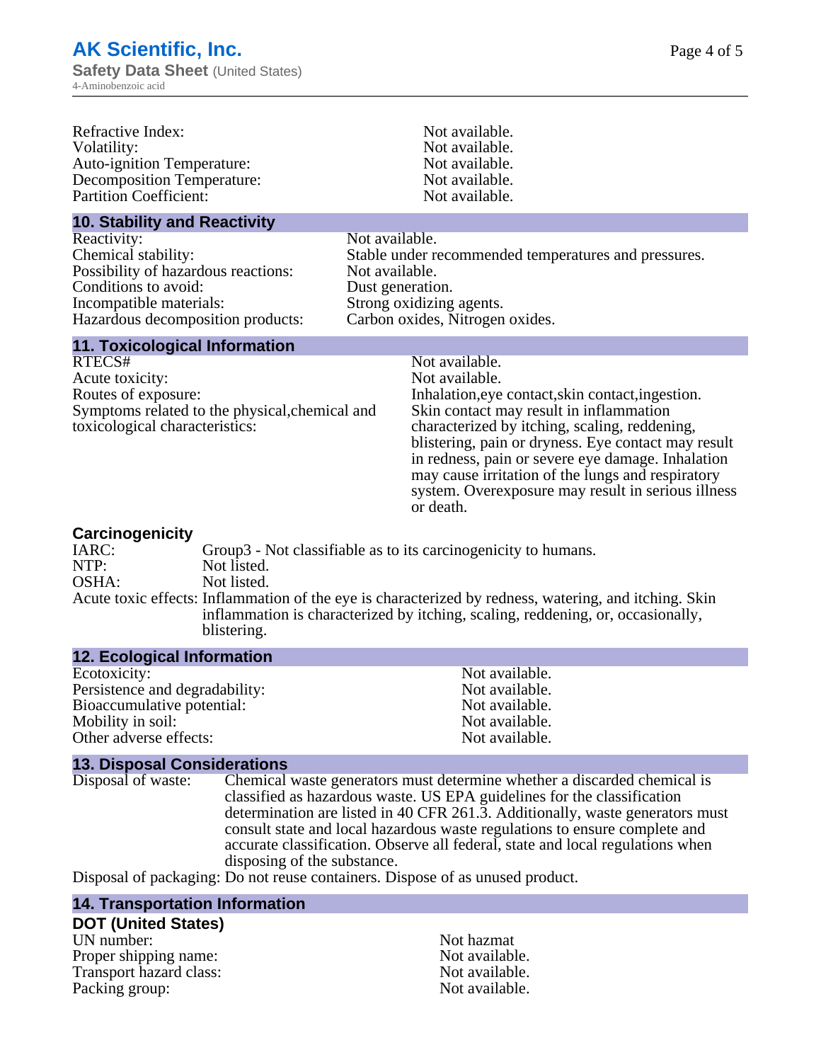| | |
|---|---|
| Refractive Index: | Not available. |
| Volatility: | Not available. |
| Auto-ignition Temperature: | Not available. |
| Decomposition Temperature: | Not available. |
| Partition Coefficient: | Not available. |

## 10. Stability and Reactivity

| | |
|---|---|
| Reactivity: | Not available. |
| Chemical stability: | Stable under recommended temperatures and pressures. |
| Possibility of hazardous reactions: | Not available. |
| Conditions to avoid: | Dust generation. |
| Incompatible materials: | Strong oxidizing agents. |
| Hazardous decomposition products: | Carbon oxides, Nitrogen oxides. |

## 11. Toxicological Information

| | |
|---|---|
| RTECS# | Not available. |
| Acute toxicity: | Not available. |
| Routes of exposure: | Inhalation,eye contact,skin contact,ingestion. |
| Symptoms related to the physical,chemical and toxicological characteristics: | Skin contact may result in inflammation characterized by itching, scaling, reddening, blistering, pain or dryness. Eye contact may result in redness, pain or severe eye damage. Inhalation may cause irritation of the lungs and respiratory system. Overexposure may result in serious illness or death. |

### Carcinogenicity

| | |
|---|---|
| IARC: | Group3 - Not classifiable as to its carcinogenicity to humans. |
| NTP: | Not listed. |
| OSHA: | Not listed. |
| Acute toxic effects: | Inflammation of the eye is characterized by redness, watering, and itching. Skin inflammation is characterized by itching, scaling, reddening, or, occasionally, blistering. |

## 12. Ecological Information

| | |
|---|---|
| Ecotoxicity: | Not available. |
| Persistence and degradability: | Not available. |
| Bioaccumulative potential: | Not available. |
| Mobility in soil: | Not available. |
| Other adverse effects: | Not available. |

## 13. Disposal Considerations

Disposal of waste: Chemical waste generators must determine whether a discarded chemical is classified as hazardous waste. US EPA guidelines for the classification determination are listed in 40 CFR 261.3. Additionally, waste generators must consult state and local hazardous waste regulations to ensure complete and accurate classification. Observe all federal, state and local regulations when disposing of the substance.

Disposal of packaging: Do not reuse containers. Dispose of as unused product.

## 14. Transportation Information

### DOT (United States)

| | |
|---|---|
| UN number: | Not hazmat |
| Proper shipping name: | Not available. |
| Transport hazard class: | Not available. |
| Packing group: | Not available. |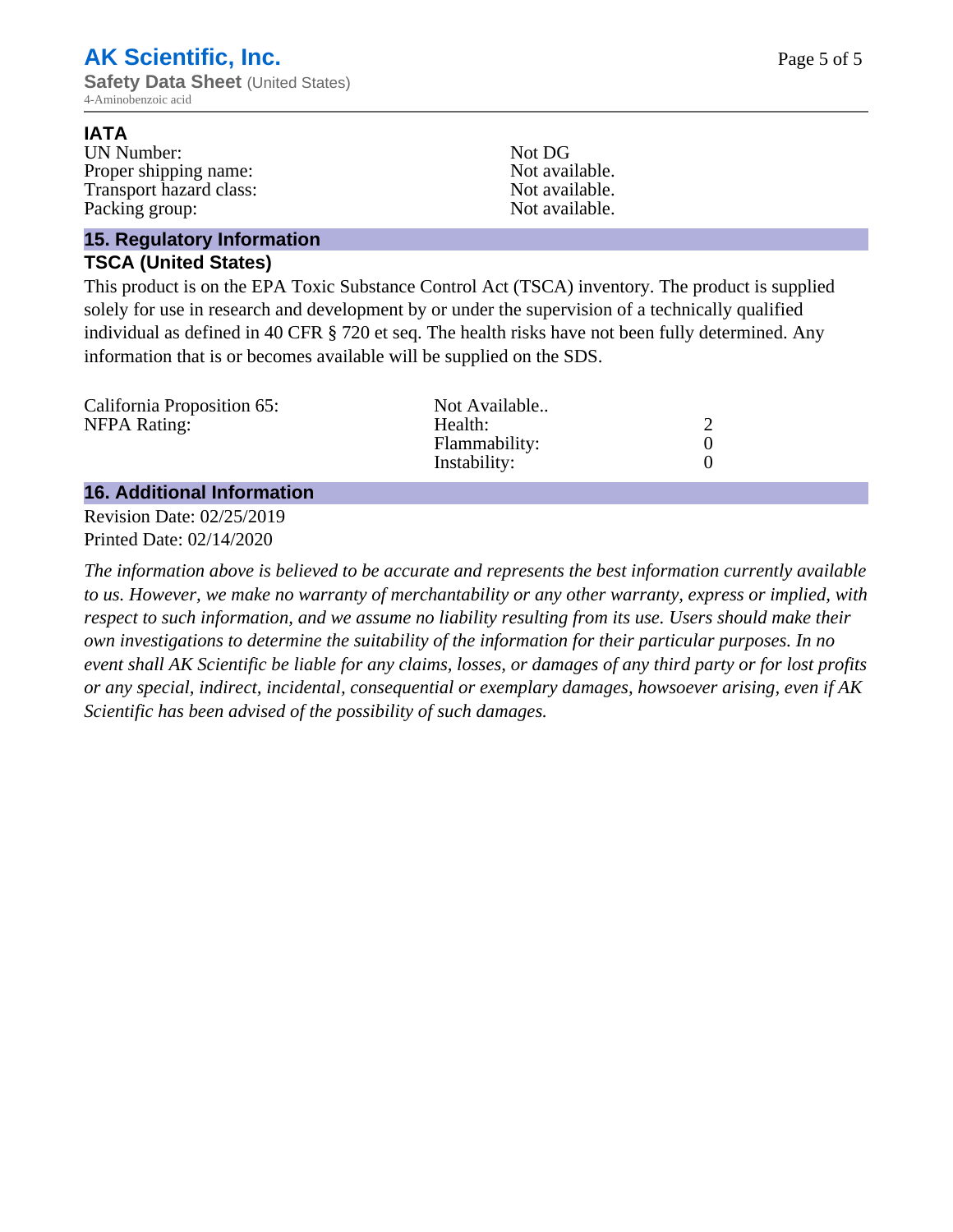### IATA

| | |
|---|---|
| UN Number: | Not DG |
| Proper shipping name: | Not available. |
| Transport hazard class: | Not available. |
| Packing group: | Not available. |

## 15. Regulatory Information

### TSCA (United States)

This product is on the EPA Toxic Substance Control Act (TSCA) inventory. The product is supplied solely for use in research and development by or under the supervision of a technically qualified individual as defined in 40 CFR § 720 et seq. The health risks have not been fully determined. Any information that is or becomes available will be supplied on the SDS.

| | | |
|---|---|---|
| California Proposition 65: | Not Available.. | |
| NFPA Rating: | Health: | 2 |
| | Flammability: | 0 |
| | Instability: | 0 |

## 16. Additional Information

Revision Date: 02/25/2019
Printed Date: 02/14/2020

*The information above is believed to be accurate and represents the best information currently available to us. However, we make no warranty of merchantability or any other warranty, express or implied, with respect to such information, and we assume no liability resulting from its use. Users should make their own investigations to determine the suitability of the information for their particular purposes. In no event shall AK Scientific be liable for any claims, losses, or damages of any third party or for lost profits or any special, indirect, incidental, consequential or exemplary damages, howsoever arising, even if AK Scientific has been advised of the possibility of such damages.*